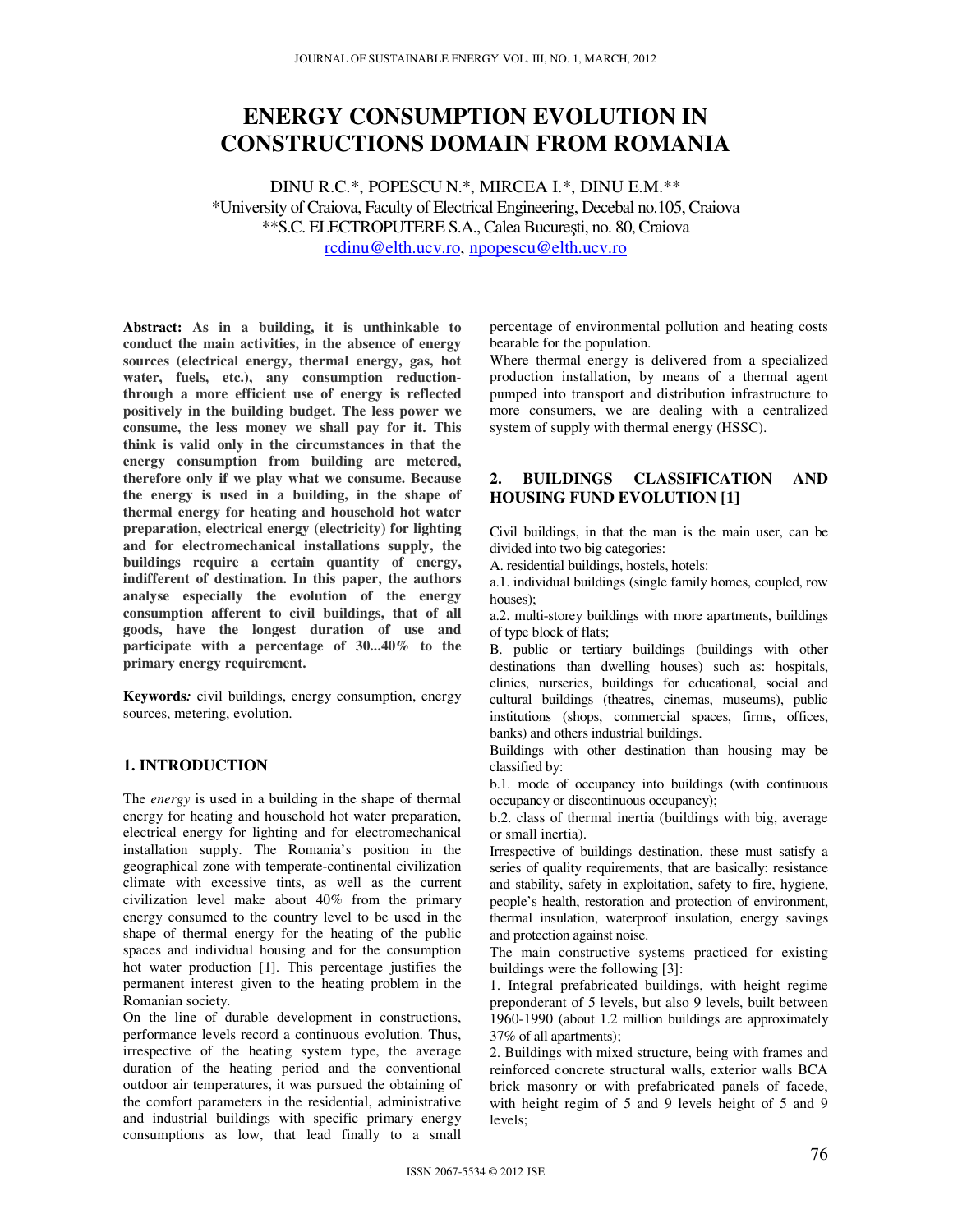# ENERGY CONSUMPTION EVOLUTION IN CONSTRUCTIONS DOMAIN FROM ROMANIA

DINU R.C.*, POPESCU N.*, MIRCEA I.*, DINU E.M.**

*University of Craiova, Faculty of Electrical Engineering, Decebal no.105, Craiova

**S.C. ELECTROPUTERE S.A., Calea Bucureşti, no. 80, Craiova

rcdinu@elth.ucv.ro, npopescu@elth.ucv.ro

**Abstract: As in a building, it is unthinkable to conduct the main activities, in the absence of energy sources (electrical energy, thermal energy, gas, hot water, fuels, etc.), any consumption reduction-through a more efficient use of energy is reflected positively in the building budget. The less power we consume, the less money we shall pay for it. This think is valid only in the circumstances in that the energy consumption from building are metered, therefore only if we play what we consume. Because the energy is used in a building, in the shape of thermal energy for heating and household hot water preparation, electrical energy (electricity) for lighting and for electromechanical installations supply, the buildings require a certain quantity of energy, indifferent of destination. In this paper, the authors analyse especially the evolution of the energy consumption afferent to civil buildings, that of all goods, have the longest duration of use and participate with a percentage of 30...40% to the primary energy requirement.**

**Keywords***:* civil buildings, energy consumption, energy sources, metering, evolution.

## 1. INTRODUCTION

The *energy* is used in a building in the shape of thermal energy for heating and household hot water preparation, electrical energy for lighting and for electromechanical installation supply. The Romania's position in the geographical zone with temperate-continental civilization climate with excessive tints, as well as the current civilization level make about 40% from the primary energy consumed to the country level to be used in the shape of thermal energy for the heating of the public spaces and individual housing and for the consumption hot water production [1]. This percentage justifies the permanent interest given to the heating problem in the Romanian society.

On the line of durable development in constructions, performance levels record a continuous evolution. Thus, irrespective of the heating system type, the average duration of the heating period and the conventional outdoor air temperatures, it was pursued the obtaining of the comfort parameters in the residential, administrative and industrial buildings with specific primary energy consumptions as low, that lead finally to a small percentage of environmental pollution and heating costs bearable for the population.

Where thermal energy is delivered from a specialized production installation, by means of a thermal agent pumped into transport and distribution infrastructure to more consumers, we are dealing with a centralized system of supply with thermal energy (HSSC).

## 2. BUILDINGS CLASSIFICATION AND HOUSING FUND EVOLUTION [1]

Civil buildings, in that the man is the main user, can be divided into two big categories:

A. residential buildings, hostels, hotels:

a.1. individual buildings (single family homes, coupled, row houses);

a.2. multi-storey buildings with more apartments, buildings of type block of flats;

B. public or tertiary buildings (buildings with other destinations than dwelling houses) such as: hospitals, clinics, nurseries, buildings for educational, social and cultural buildings (theatres, cinemas, museums), public institutions (shops, commercial spaces, firms, offices, banks) and others industrial buildings.

Buildings with other destination than housing may be classified by:

b.1. mode of occupancy into buildings (with continuous occupancy or discontinuous occupancy);

b.2. class of thermal inertia (buildings with big, average or small inertia).

Irrespective of buildings destination, these must satisfy a series of quality requirements, that are basically: resistance and stability, safety in exploitation, safety to fire, hygiene, people's health, restoration and protection of environment, thermal insulation, waterproof insulation, energy savings and protection against noise.

The main constructive systems practiced for existing buildings were the following [3]:

1. Integral prefabricated buildings, with height regime preponderant of 5 levels, but also 9 levels, built between 1960-1990 (about 1.2 million buildings are approximately 37% of all apartments);
2. Buildings with mixed structure, being with frames and reinforced concrete structural walls, exterior walls BCA brick masonry or with prefabricated panels of facede, with height regim of 5 and 9 levels height of 5 and 9 levels;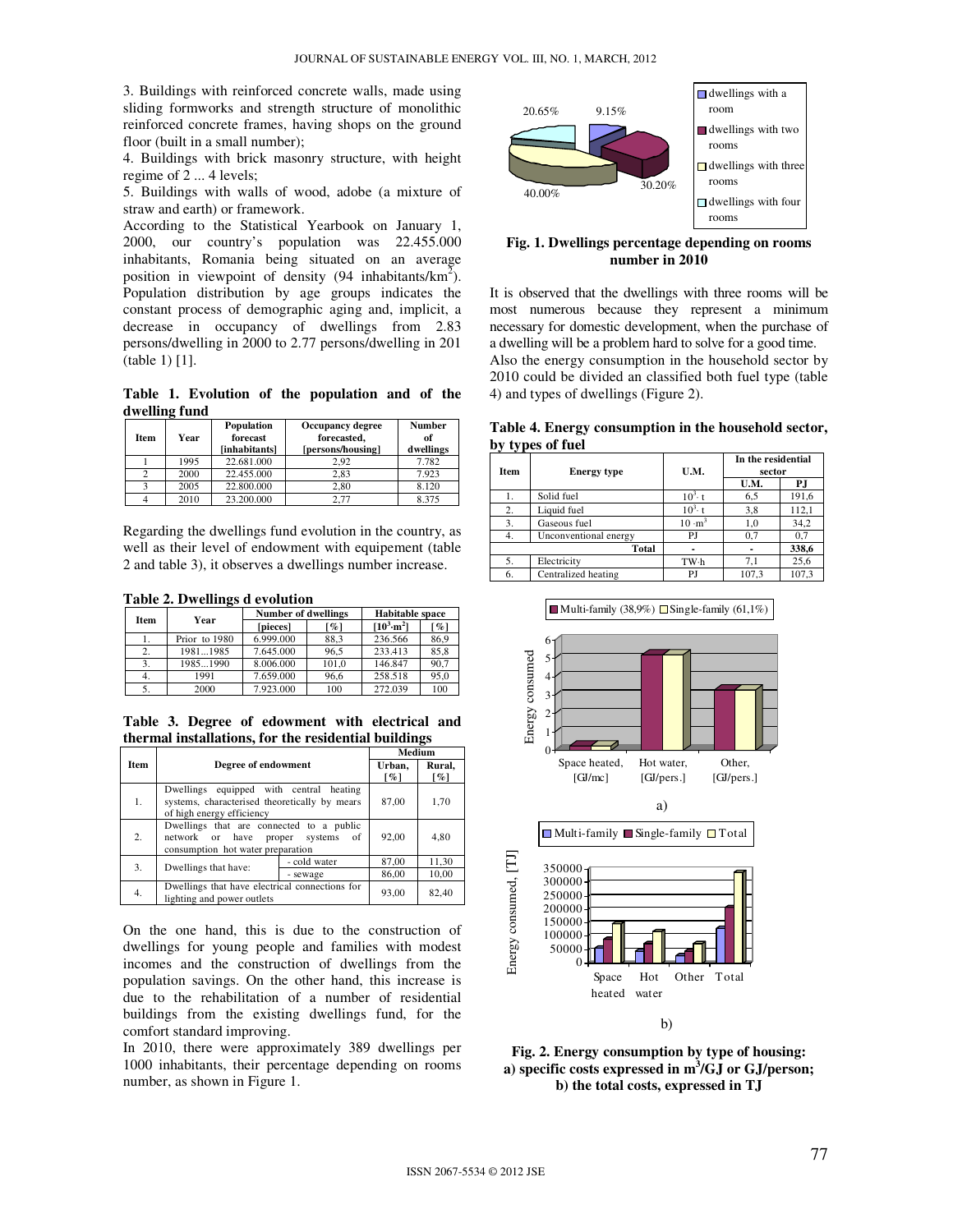3. Buildings with reinforced concrete walls, made using sliding formworks and strength structure of monolithic reinforced concrete frames, having shops on the ground floor (built in a small number);

4. Buildings with brick masonry structure, with height regime of 2 ... 4 levels;

5. Buildings with walls of wood, adobe (a mixture of straw and earth) or framework.

According to the Statistical Yearbook on January 1, 2000, our country's population was 22.455.000 inhabitants, Romania being situated on an average position in viewpoint of density (94 inhabitants/km$^2$). Population distribution by age groups indicates the constant process of demographic aging and, implicit, a decrease in occupancy of dwellings from 2.83 persons/dwelling in 2000 to 2.77 persons/dwelling in 201 (table 1) [1].

**Table 1. Evolution of the population and of the dwelling fund**

| Item | Year | Population forecast [inhabitants] | Occupancy degree forecasted, [persons/housing] | Number of dwellings |
|---|---|---|---|---|
| 1 | 1995 | 22.681.000 | 2,92 | 7.782 |
| 2 | 2000 | 22.455.000 | 2,83 | 7.923 |
| 3 | 2005 | 22.800.000 | 2,80 | 8.120 |
| 4 | 2010 | 23.200.000 | 2,77 | 8.375 |

Regarding the dwellings fund evolution in the country, as well as their level of endowment with equipement (table 2 and table 3), it observes a dwellings number increase.

**Table 2. Dwellings d evolution**

| Item | Year | Number of dwellings | | Habitable space | |
|---|---|---|---|---|---|
| | | [pieces] | [%] | [$10^3 \cdot m^2$] | [%] |
| 1. | Prior to 1980 | 6.999.000 | 88,3 | 236.566 | 86,9 |
| 2. | 1981...1985 | 7.645.000 | 96,5 | 233.413 | 85,8 |
| 3. | 1985...1990 | 8.006.000 | 101,0 | 146.847 | 90,7 |
| 4. | 1991 | 7.659.000 | 96,6 | 258.518 | 95,0 |
| 5. | 2000 | 7.923.000 | 100 | 272.039 | 100 |

**Table 3. Degree of edowment with electrical and thermal installations, for the residential buildings**

| Item | Degree of endowment | | Medium | |
|---|---|---|---|---|
| | | | Urban, [%] | Rural, [%] |
| 1. | Dwellings equipped with central heating systems, characterised theoretically by mears of high energy efficiency | | 87,00 | 1,70 |
| 2. | Dwellings that are connected to a public network or have proper systems of consumption hot water preparation | | 92,00 | 4,80 |
| 3. | Dwellings that have: | - cold water | 87,00 | 11,30 |
| | | - sewage | 86,00 | 10,00 |
| 4. | Dwellings that have electrical connections for lighting and power outlets | | 93,00 | 82,40 |

On the one hand, this is due to the construction of dwellings for young people and families with modest incomes and the construction of dwellings from the population savings. On the other hand, this increase is due to the rehabilitation of a number of residential buildings from the existing dwellings fund, for the comfort standard improving.

In 2010, there were approximately 389 dwellings per 1000 inhabitants, their percentage depending on rooms number, as shown in Figure 1.

20.65%
9.15%
30.20%
40.00%
dwellings with a room
dwellings with two rooms
dwellings with three rooms
dwellings with four rooms

**Fig. 1. Dwellings percentage depending on rooms number in 2010**

It is observed that the dwellings with three rooms will be most numerous because they represent a minimum necessary for domestic development, when the purchase of a dwelling will be a problem hard to solve for a good time.

Also the energy consumption in the household sector by 2010 could be divided an classified both fuel type (table 4) and types of dwellings (Figure 2).

**Table 4. Energy consumption in the household sector, by types of fuel**

| Item | Energy type | U.M. | In the residential sector | |
|---|---|---|---|---|
| | | | U.M. | PJ |
| 1. | Solid fuel | $10^3 \cdot t$ | 6,5 | 191,6 |
| 2. | Liquid fuel | $10^3 \cdot t$ | 3,8 | 112,1 |
| 3. | Gaseous fuel | $10 \cdot m^3$ | 1,0 | 34,2 |
| 4. | Unconventional energy | PJ | 0,7 | 0,7 |
| | **Total** | - | - | **338,6** |
| 5. | Electricity | TW·h | 7,1 | 25,6 |
| 6. | Centralized heating | PJ | 107,3 | 107,3 |

Multi-family (38,9%) Single-family (61,1%)
Energy consumed
0 1 2 3 4 5 6
Space heated, [GJ/mc]
Hot water, [GJ/pers.]
Other, [GJ/pers.]

a)

Multi-family Single-family Total
Energy consumed, [TJ]
0 50000 100000 150000 200000 250000 300000 350000
Space heated
Hot water
Other
Total

b)

**Fig. 2. Energy consumption by type of housing: a) specific costs expressed in m$^3$/GJ or GJ/person; b) the total costs, expressed in TJ**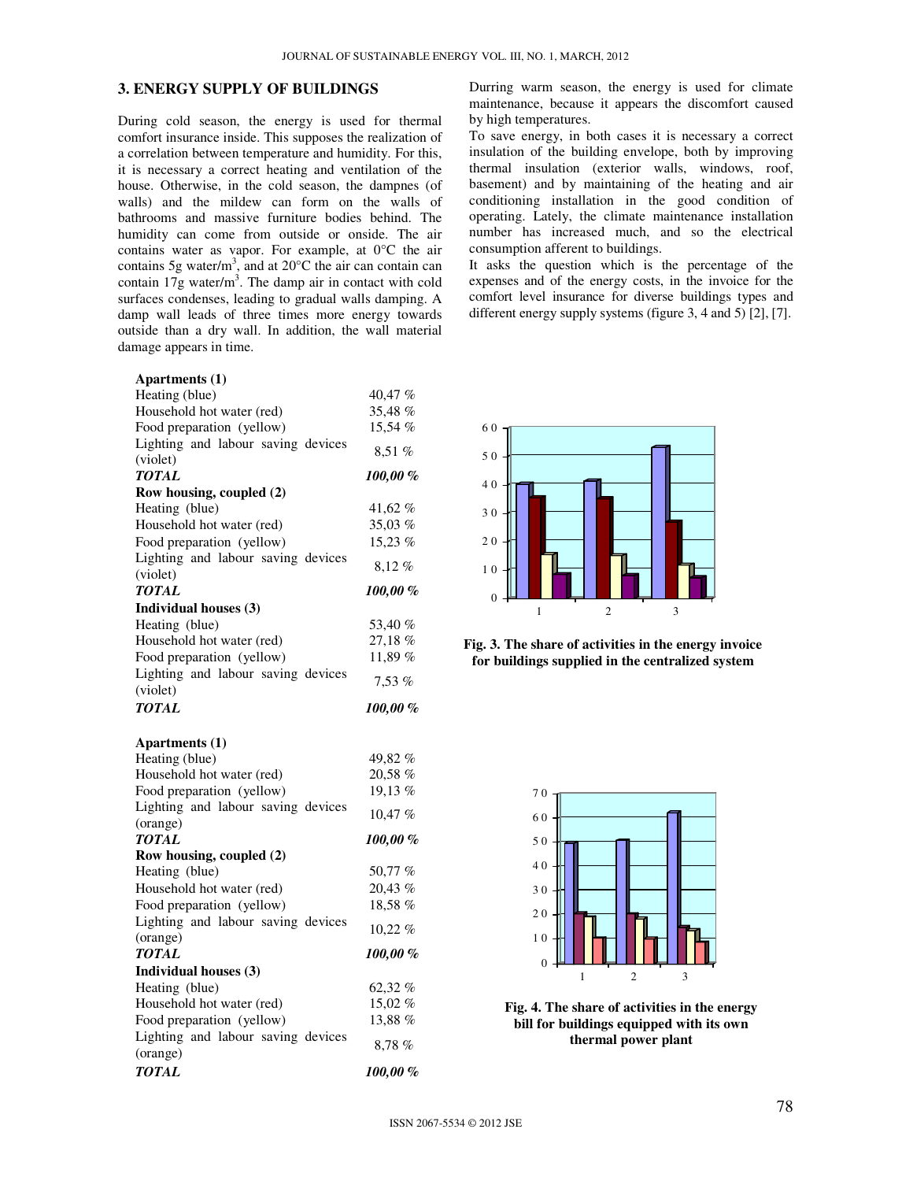## 3. ENERGY SUPPLY OF BUILDINGS

During cold season, the energy is used for thermal comfort insurance inside. This supposes the realization of a correlation between temperature and humidity. For this, it is necessary a correct heating and ventilation of the house. Otherwise, in the cold season, the dampnes (of walls) and the mildew can form on the walls of bathrooms and massive furniture bodies behind. The humidity can come from outside or onside. The air contains water as vapor. For example, at 0°C the air contains 5g water/m$^3$, and at 20°C the air can contain can contain 17g water/m$^3$. The damp air in contact with cold surfaces condenses, leading to gradual walls damping. A damp wall leads of three times more energy towards outside than a dry wall. In addition, the wall material damage appears in time.

Durring warm season, the energy is used for climate maintenance, because it appears the discomfort caused by high temperatures.

To save energy, in both cases it is necessary a correct insulation of the building envelope, both by improving thermal insulation (exterior walls, windows, roof, basement) and by maintaining of the heating and air conditioning installation in the good condition of operating. Lately, the climate maintenance installation number has increased much, and so the electrical consumption afferent to buildings.

It asks the question which is the percentage of the expenses and of the energy costs, in the invoice for the comfort level insurance for diverse buildings types and different energy supply systems (figure 3, 4 and 5) [2], [7].

| | |
|---|---|
| **Apartments (1)** | |
| Heating (blue) | 40,47 % |
| Household hot water (red) | 35,48 % |
| Food preparation (yellow) | 15,54 % |
| Lighting and labour saving devices (violet) | 8,51 % |
| ***TOTAL*** | ***100,00 %*** |
| **Row housing, coupled (2)** | |
| Heating (blue) | 41,62 % |
| Household hot water (red) | 35,03 % |
| Food preparation (yellow) | 15,23 % |
| Lighting and labour saving devices (violet) | 8,12 % |
| ***TOTAL*** | ***100,00 %*** |
| **Individual houses (3)** | |
| Heating (blue) | 53,40 % |
| Household hot water (red) | 27,18 % |
| Food preparation (yellow) | 11,89 % |
| Lighting and labour saving devices (violet) | 7,53 % |
| ***TOTAL*** | ***100,00 %*** |

**Fig. 3. The share of activities in the energy invoice for buildings supplied in the centralized system**

| | |
|---|---|
| **Apartments (1)** | |
| Heating (blue) | 49,82 % |
| Household hot water (red) | 20,58 % |
| Food preparation (yellow) | 19,13 % |
| Lighting and labour saving devices (orange) | 10,47 % |
| ***TOTAL*** | ***100,00 %*** |
| **Row housing, coupled (2)** | |
| Heating (blue) | 50,77 % |
| Household hot water (red) | 20,43 % |
| Food preparation (yellow) | 18,58 % |
| Lighting and labour saving devices (orange) | 10,22 % |
| ***TOTAL*** | ***100,00 %*** |
| **Individual houses (3)** | |
| Heating (blue) | 62,32 % |
| Household hot water (red) | 15,02 % |
| Food preparation (yellow) | 13,88 % |
| Lighting and labour saving devices (orange) | 8,78 % |
| ***TOTAL*** | ***100,00 %*** |

**Fig. 4. The share of activities in the energy bill for buildings equipped with its own thermal power plant**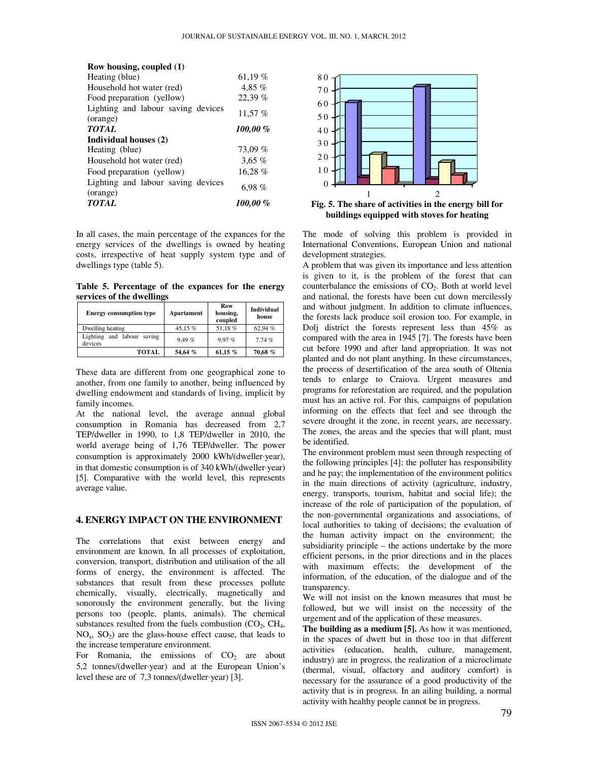**Row housing, coupled (1)**

| | |
|---|---|
| Heating (blue) | 61,19 % |
| Household hot water (red) | 4,85 % |
| Food preparation (yellow) | 22,39 % |
| Lighting and labour saving devices (orange) | 11,57 % |
| ***TOTAL*** | ***100,00 %*** |
| **Individual houses (2)** | |
| Heating (blue) | 73,09 % |
| Household hot water (red) | 3,65 % |
| Food preparation (yellow) | 16,28 % |
| Lighting and labour saving devices (orange) | 6,98 % |
| ***TOTAL*** | ***100,00 %*** |

80
70
60
50
40
30
20
10
0
1
2

**Fig. 5. The share of activities in the energy bill for buildings equipped with stoves for heating**

In all cases, the main percentage of the expances for the energy services of the dwellings is owned by heating costs, irrespective of heat supply system type and of dwellings type (table 5).

**Table 5. Percentage of the expances for the energy services of the dwellings**

| Energy consumption type | Apartament | Row housing, coupled | Individual house |
|---|---|---|---|
| Dwelling heating | 45,15 % | 51,18 % | 62,94 % |
| Lighting and labour saving devices | 9,49 % | 9,97 % | 7,74 % |
| **TOTAL** | **54,64 %** | **61,15 %** | **70,68 %** |

These data are different from one geographical zone to another, from one family to another, being influenced by dwelling endowment and standards of living, implicit by family incomes.

At the national level, the average annual global consumption in Romania has decreased from 2,7 TEP/dweller in 1990, to 1,8 TEP/dweller in 2010, the world average being of 1,76 TEP/dweller. The power consumption is approximately 2000 kWh/(dweller·year), in that domestic consumption is of 340 kWh/(dweller·year) [5]. Comparative with the world level, this represents average value.

## 4. ENERGY IMPACT ON THE ENVIRONMENT

The correlations that exist between energy and environment are known. In all processes of exploitation, conversion, transport, distribution and utilisation of the all forms of energy, the environment is affected. The substances that result from these processes pollute chemically, visually, electrically, magnetically and sonorously the environment generally, but the living persons too (people, plants, animals). The chemical substances resulted from the fuels combustion ($CO_2$, $CH_4$, $NO_x$, $SO_2$) are the glass-house effect cause, that leads to the increase temperature environment.

For Romania, the emissions of $CO_2$ are about 5,2 tonnes/(dweller·year) and at the European Union's level these are of 7,3 tonnes/(dweller·year) [3].

The mode of solving this problem is provided in International Conventions, European Union and national development strategies.

A problem that was given its importance and less attention is given to it, is the problem of the forest that can counterbalance the emissions of $CO_2$. Both at world level and national, the forests have been cut down mercilessly and without judgment. In addition to climate influences, the forests lack produce soil erosion too. For example, in Dolj district the forests represent less than 45% as compared with the area in 1945 [7]. The forests have been cut before 1990 and after land appropriation. It was not planted and do not plant anything. In these circumstances, the process of desertification of the area south of Oltenia tends to enlarge to Craiova. Urgent measures and programs for reforestation are required, and the population must has an active rol. For this, campaigns of population informing on the effects that feel and see through the severe drought it the zone, in recent years, are necessary. The zones, the areas and the species that will plant, must be identified.

The environment problem must seen through respecting of the following principles [4]: the polluter has responsibility and he pay; the implementation of the environment politics in the main directions of activity (agriculture, industry, energy, transports, tourism, habitat and social life); the increase of the role of participation of the population, of the non-governmental organizations and associations, of local authorities to taking of decisions; the evaluation of the human activity impact on the environment; the subsidiarity principle – the actions undertake by the more efficient persons, in the prior directions and in the places with maximum effects; the development of the information, of the education, of the dialogue and of the transparency.

We will not insist on the known measures that must be followed, but we will insist on the necessity of the urgement and of the application of these measures.

**The building as a medium [5].** As how it was mentioned, in the spaces of dwett but in those too in that different activities (education, health, culture, management, industry) are in progress, the realization of a microclimate (thermal, visual, olfactory and auditory comfort) is necessary for the assurance of a good productivity of the activity that is in progress. In an ailing building, a normal activity with healthy people cannot be in progress.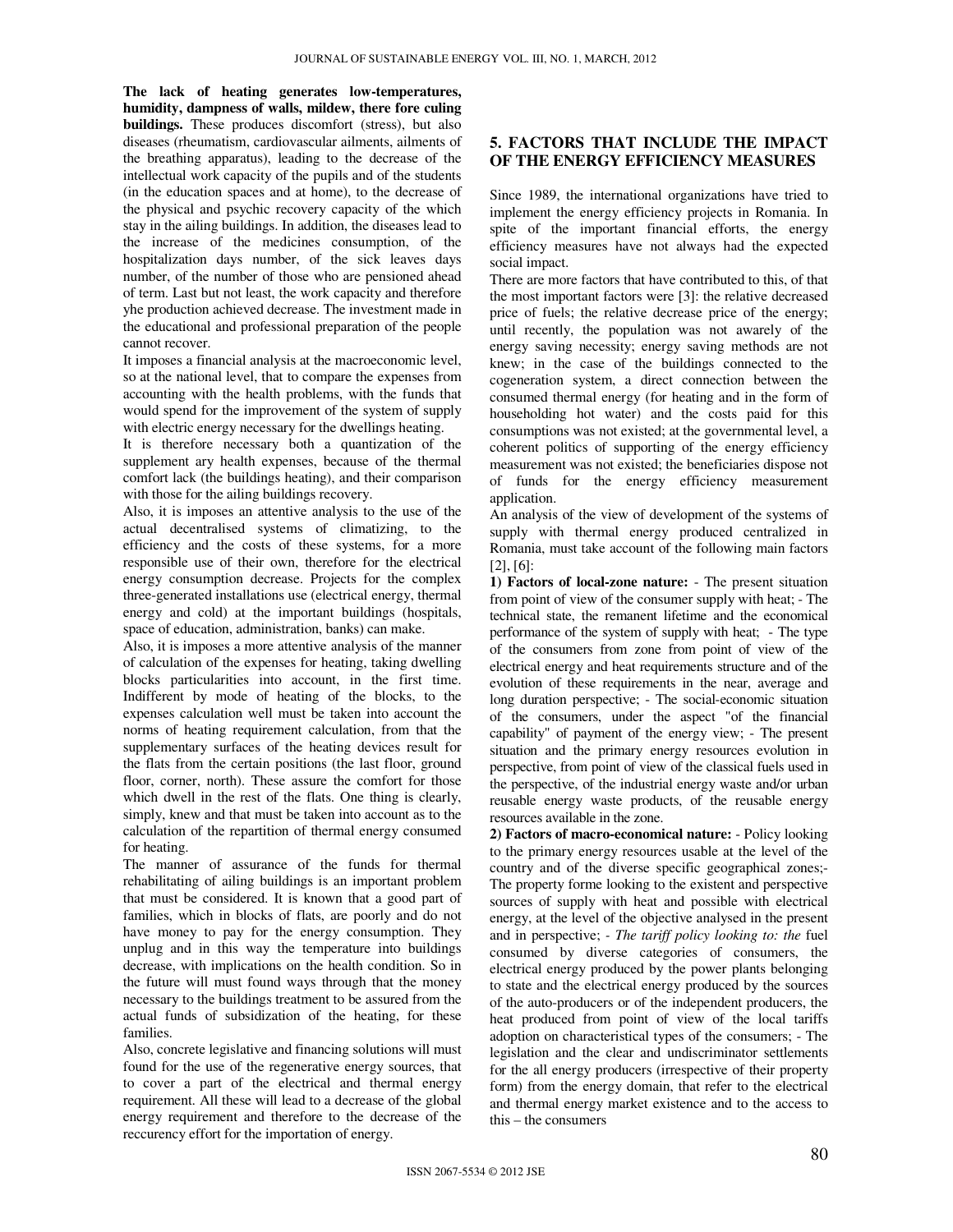**The lack of heating generates low-temperatures, humidity, dampness of walls, mildew, there fore culing buildings.** These produces discomfort (stress), but also diseases (rheumatism, cardiovascular ailments, ailments of the breathing apparatus), leading to the decrease of the intellectual work capacity of the pupils and of the students (in the education spaces and at home), to the decrease of the physical and psychic recovery capacity of the which stay in the ailing buildings. In addition, the diseases lead to the increase of the medicines consumption, of the hospitalization days number, of the sick leaves days number, of the number of those who are pensioned ahead of term. Last but not least, the work capacity and therefore yhe production achieved decrease. The investment made in the educational and professional preparation of the people cannot recover.

It imposes a financial analysis at the macroeconomic level, so at the national level, that to compare the expenses from accounting with the health problems, with the funds that would spend for the improvement of the system of supply with electric energy necessary for the dwellings heating.

It is therefore necessary both a quantization of the supplement ary health expenses, because of the thermal comfort lack (the buildings heating), and their comparison with those for the ailing buildings recovery.

Also, it is imposes an attentive analysis to the use of the actual decentralised systems of climatizing, to the efficiency and the costs of these systems, for a more responsible use of their own, therefore for the electrical energy consumption decrease. Projects for the complex three-generated installations use (electrical energy, thermal energy and cold) at the important buildings (hospitals, space of education, administration, banks) can make.

Also, it is imposes a more attentive analysis of the manner of calculation of the expenses for heating, taking dwelling blocks particularities into account, in the first time. Indifferent by mode of heating of the blocks, to the expenses calculation well must be taken into account the norms of heating requirement calculation, from that the supplementary surfaces of the heating devices result for the flats from the certain positions (the last floor, ground floor, corner, north). These assure the comfort for those which dwell in the rest of the flats. One thing is clearly, simply, knew and that must be taken into account as to the calculation of the repartition of thermal energy consumed for heating.

The manner of assurance of the funds for thermal rehabilitating of ailing buildings is an important problem that must be considered. It is known that a good part of families, which in blocks of flats, are poorly and do not have money to pay for the energy consumption. They unplug and in this way the temperature into buildings decrease, with implications on the health condition. So in the future will must found ways through that the money necessary to the buildings treatment to be assured from the actual funds of subsidization of the heating, for these families.

Also, concrete legislative and financing solutions will must found for the use of the regenerative energy sources, that to cover a part of the electrical and thermal energy requirement. All these will lead to a decrease of the global energy requirement and therefore to the decrease of the reccurency effort for the importation of energy.

## 5. FACTORS THAT INCLUDE THE IMPACT OF THE ENERGY EFFICIENCY MEASURES

Since 1989, the international organizations have tried to implement the energy efficiency projects in Romania. In spite of the important financial efforts, the energy efficiency measures have not always had the expected social impact.

There are more factors that have contributed to this, of that the most important factors were [3]: the relative decreased price of fuels; the relative decrease price of the energy; until recently, the population was not awarely of the energy saving necessity; energy saving methods are not knew; in the case of the buildings connected to the cogeneration system, a direct connection between the consumed thermal energy (for heating and in the form of householding hot water) and the costs paid for this consumptions was not existed; at the governmental level, a coherent politics of supporting of the energy efficiency measurement was not existed; the beneficiaries dispose not of funds for the energy efficiency measurement application.

An analysis of the view of development of the systems of supply with thermal energy produced centralized in Romania, must take account of the following main factors [2], [6]:

**1) Factors of local-zone nature:** - The present situation from point of view of the consumer supply with heat; - The technical state, the remanent lifetime and the economical performance of the system of supply with heat; - The type of the consumers from zone from point of view of the electrical energy and heat requirements structure and of the evolution of these requirements in the near, average and long duration perspective; - The social-economic situation of the consumers, under the aspect "of the financial capability" of payment of the energy view; - The present situation and the primary energy resources evolution in perspective, from point of view of the classical fuels used in the perspective, of the industrial energy waste and/or urban reusable energy waste products, of the reusable energy resources available in the zone.

**2) Factors of macro-economical nature:** - Policy looking to the primary energy resources usable at the level of the country and of the diverse specific geographical zones;- The property forme looking to the existent and perspective sources of supply with heat and possible with electrical energy, at the level of the objective analysed in the present and in perspective; - *The tariff policy looking to: the* fuel consumed by diverse categories of consumers, the electrical energy produced by the power plants belonging to state and the electrical energy produced by the sources of the auto-producers or of the independent producers, the heat produced from point of view of the local tariffs adoption on characteristical types of the consumers; - The legislation and the clear and undiscriminator settlements for the all energy producers (irrespective of their property form) from the energy domain, that refer to the electrical and thermal energy market existence and to the access to this – the consumers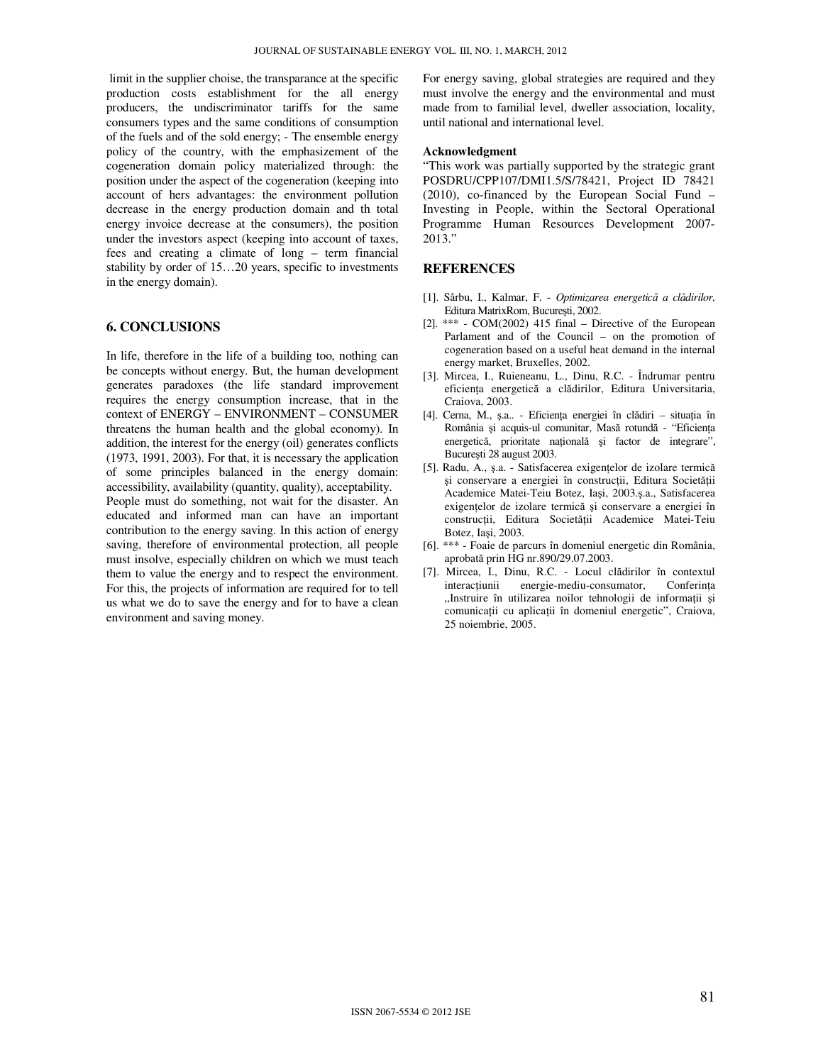limit in the supplier choise, the transparance at the specific production costs establishment for the all energy producers, the undiscriminator tariffs for the same consumers types and the same conditions of consumption of the fuels and of the sold energy; - The ensemble energy policy of the country, with the emphasizement of the cogeneration domain policy materialized through: the position under the aspect of the cogeneration (keeping into account of hers advantages: the environment pollution decrease in the energy production domain and th total energy invoice decrease at the consumers), the position under the investors aspect (keeping into account of taxes, fees and creating a climate of long – term financial stability by order of 15…20 years, specific to investments in the energy domain).

## 6. CONCLUSIONS

In life, therefore in the life of a building too, nothing can be concepts without energy. But, the human development generates paradoxes (the life standard improvement requires the energy consumption increase, that in the context of ENERGY – ENVIRONMENT – CONSUMER threatens the human health and the global economy). In addition, the interest for the energy (oil) generates conflicts (1973, 1991, 2003). For that, it is necessary the application of some principles balanced in the energy domain: accessibility, availability (quantity, quality), acceptability.

People must do something, not wait for the disaster. An educated and informed man can have an important contribution to the energy saving. In this action of energy saving, therefore of environmental protection, all people must insolve, especially children on which we must teach them to value the energy and to respect the environment. For this, the projects of information are required for to tell us what we do to save the energy and for to have a clean environment and saving money.

For energy saving, global strategies are required and they must involve the energy and the environmental and must made from to familial level, dweller association, locality, until national and international level.

**Acknowledgment**

"This work was partially supported by the strategic grant POSDRU/CPP107/DMI1.5/S/78421, Project ID 78421 (2010), co-financed by the European Social Fund – Investing in People, within the Sectoral Operational Programme Human Resources Development 2007-2013."

## REFERENCES

[1]. Sârbu, I., Kalmar, F. - *Optimizarea energetică a clădirilor,* Editura MatrixRom, Bucureşti, 2002.

[2]. *** - COM(2002) 415 final – Directive of the European Parlament and of the Council – on the promotion of cogeneration based on a useful heat demand in the internal energy market, Bruxelles, 2002.

[3]. Mircea, I., Ruieneanu, L., Dinu, R.C. - Îndrumar pentru eficienţa energetică a clădirilor, Editura Universitaria, Craiova, 2003.

[4]. Cerna, M., ş.a.. - Eficienţa energiei în clădiri – situaţia în România şi acquis-ul comunitar, Masă rotundă - "Eficienţa energetică, prioritate naţională şi factor de integrare", Bucureşti 28 august 2003.

[5]. Radu, A., ş.a. - Satisfacerea exigenţelor de izolare termică şi conservare a energiei în construcţii, Editura Societăţii Academice Matei-Teiu Botez, Iaşi, 2003.ş.a., Satisfacerea exigenţelor de izolare termică şi conservare a energiei în construcţii, Editura Societăţii Academice Matei-Teiu Botez, Iaşi, 2003.

[6]. *** - Foaie de parcurs în domeniul energetic din România, aprobată prin HG nr.890/29.07.2003.

[7]. Mircea, I., Dinu, R.C. - Locul clădirilor în contextul interacţiunii energie-mediu-consumator, Conferinţa „Instruire în utilizarea noilor tehnologii de informaţii şi comunicaţii cu aplicaţii în domeniul energetic", Craiova, 25 noiembrie, 2005.